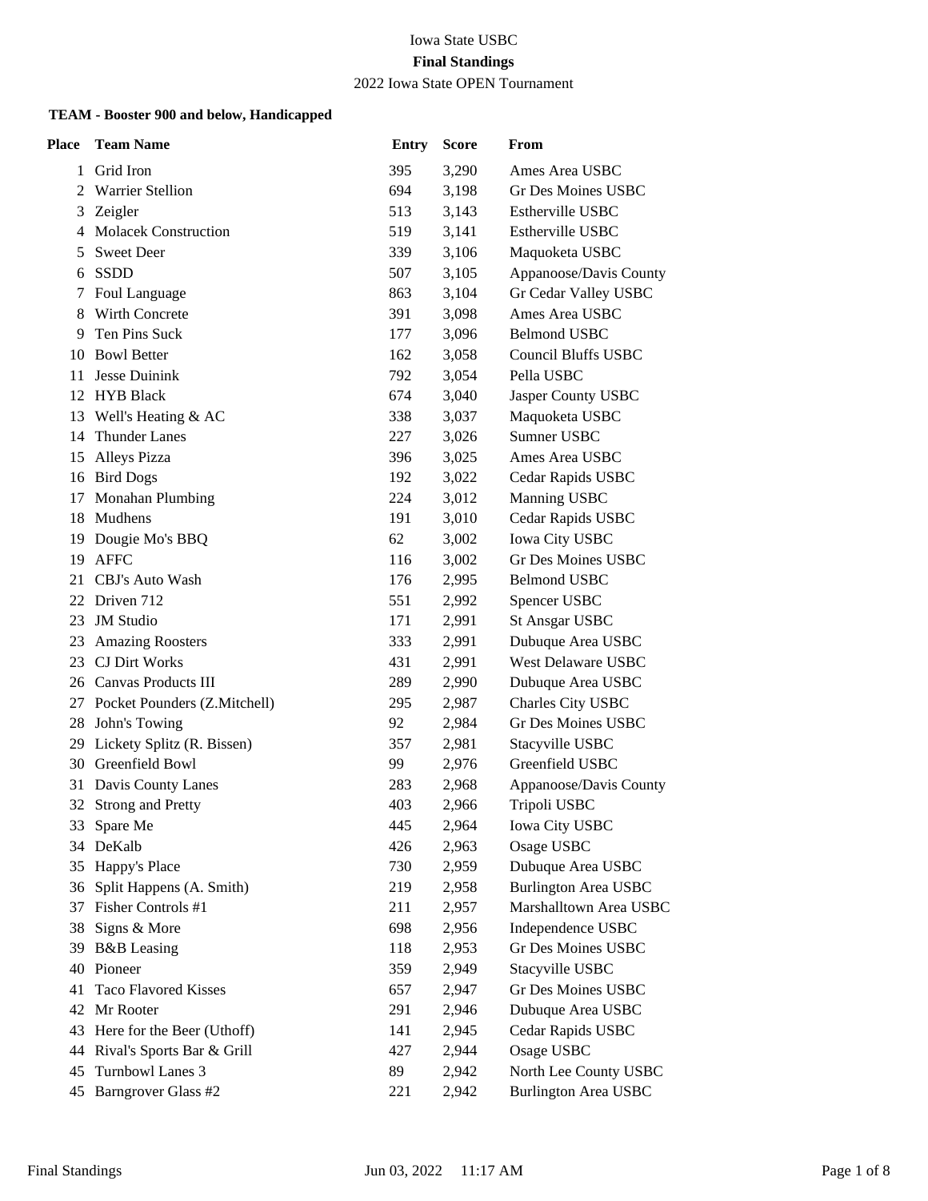Iowa State USBC

**Final Standings**

2022 Iowa State OPEN Tournament

**TEAM - Booster 900 and below, Handicapped**

| Place | Team Name | Entry | Score | From |
|---|---|---|---|---|
| 1 | Grid Iron | 395 | 3,290 | Ames Area USBC |
| 2 | Warrier Stellion | 694 | 3,198 | Gr Des Moines USBC |
| 3 | Zeigler | 513 | 3,143 | Estherville USBC |
| 4 | Molacek Construction | 519 | 3,141 | Estherville USBC |
| 5 | Sweet Deer | 339 | 3,106 | Maquoketa USBC |
| 6 | SSDD | 507 | 3,105 | Appanoose/Davis County |
| 7 | Foul Language | 863 | 3,104 | Gr Cedar Valley USBC |
| 8 | Wirth Concrete | 391 | 3,098 | Ames Area USBC |
| 9 | Ten Pins Suck | 177 | 3,096 | Belmond USBC |
| 10 | Bowl Better | 162 | 3,058 | Council Bluffs USBC |
| 11 | Jesse Duinink | 792 | 3,054 | Pella USBC |
| 12 | HYB Black | 674 | 3,040 | Jasper County USBC |
| 13 | Well's Heating & AC | 338 | 3,037 | Maquoketa USBC |
| 14 | Thunder Lanes | 227 | 3,026 | Sumner USBC |
| 15 | Alleys Pizza | 396 | 3,025 | Ames Area USBC |
| 16 | Bird Dogs | 192 | 3,022 | Cedar Rapids USBC |
| 17 | Monahan Plumbing | 224 | 3,012 | Manning USBC |
| 18 | Mudhens | 191 | 3,010 | Cedar Rapids USBC |
| 19 | Dougie Mo's BBQ | 62 | 3,002 | Iowa City USBC |
| 19 | AFFC | 116 | 3,002 | Gr Des Moines USBC |
| 21 | CBJ's Auto Wash | 176 | 2,995 | Belmond USBC |
| 22 | Driven 712 | 551 | 2,992 | Spencer USBC |
| 23 | JM Studio | 171 | 2,991 | St Ansgar USBC |
| 23 | Amazing Roosters | 333 | 2,991 | Dubuque Area USBC |
| 23 | CJ Dirt Works | 431 | 2,991 | West Delaware USBC |
| 26 | Canvas Products III | 289 | 2,990 | Dubuque Area USBC |
| 27 | Pocket Pounders (Z.Mitchell) | 295 | 2,987 | Charles City USBC |
| 28 | John's Towing | 92 | 2,984 | Gr Des Moines USBC |
| 29 | Lickety Splitz (R. Bissen) | 357 | 2,981 | Stacyville USBC |
| 30 | Greenfield Bowl | 99 | 2,976 | Greenfield USBC |
| 31 | Davis County Lanes | 283 | 2,968 | Appanoose/Davis County |
| 32 | Strong and Pretty | 403 | 2,966 | Tripoli USBC |
| 33 | Spare Me | 445 | 2,964 | Iowa City USBC |
| 34 | DeKalb | 426 | 2,963 | Osage USBC |
| 35 | Happy's Place | 730 | 2,959 | Dubuque Area USBC |
| 36 | Split Happens (A. Smith) | 219 | 2,958 | Burlington Area USBC |
| 37 | Fisher Controls #1 | 211 | 2,957 | Marshalltown Area USBC |
| 38 | Signs & More | 698 | 2,956 | Independence USBC |
| 39 | B&B Leasing | 118 | 2,953 | Gr Des Moines USBC |
| 40 | Pioneer | 359 | 2,949 | Stacyville USBC |
| 41 | Taco Flavored Kisses | 657 | 2,947 | Gr Des Moines USBC |
| 42 | Mr Rooter | 291 | 2,946 | Dubuque Area USBC |
| 43 | Here for the Beer (Uthoff) | 141 | 2,945 | Cedar Rapids USBC |
| 44 | Rival's Sports Bar & Grill | 427 | 2,944 | Osage USBC |
| 45 | Turnbowl Lanes 3 | 89 | 2,942 | North Lee County USBC |
| 45 | Barngrover Glass #2 | 221 | 2,942 | Burlington Area USBC |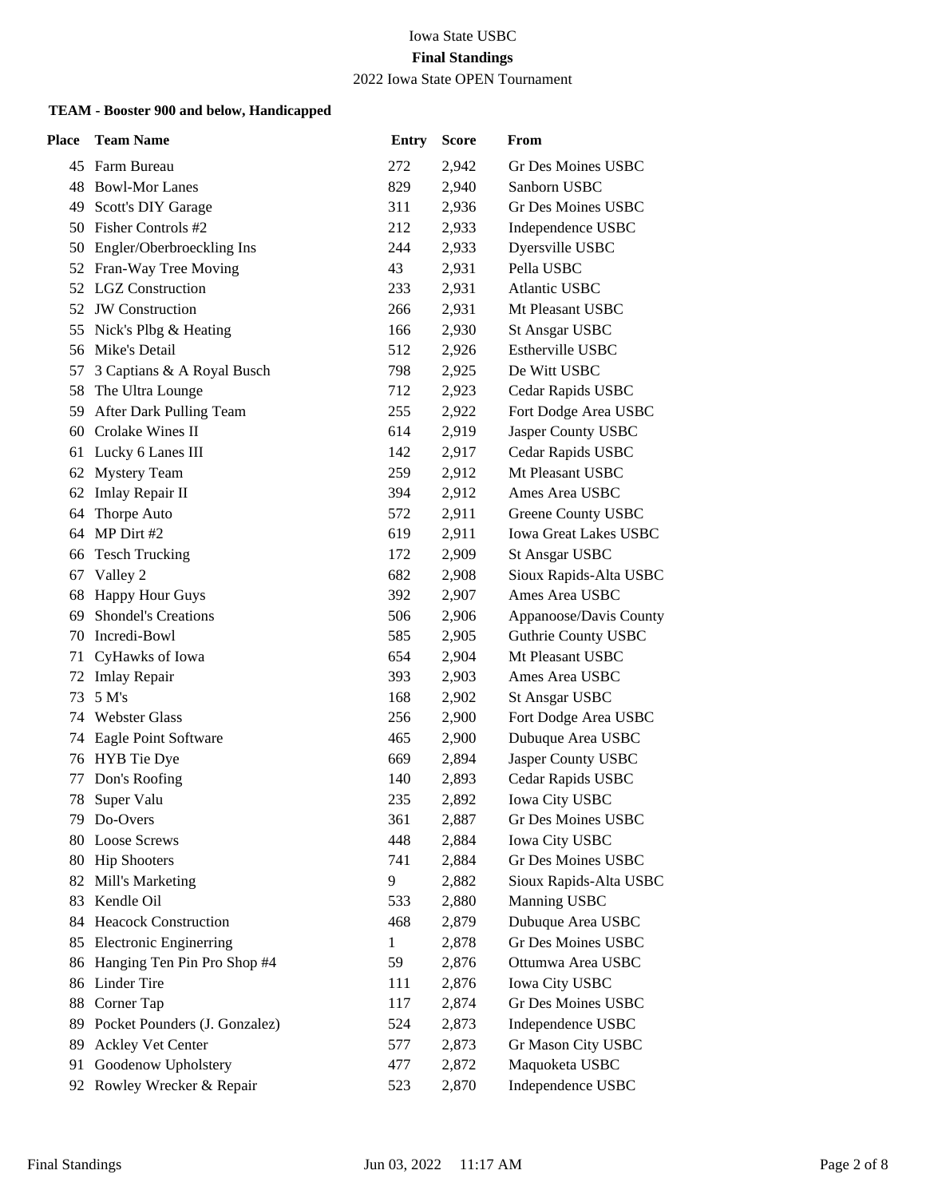Iowa State USBC

**Final Standings**

2022 Iowa State OPEN Tournament

### TEAM - Booster 900 and below, Handicapped

| Place | Team Name | Entry | Score | From |
|---|---|---|---|---|
| 45 | Farm Bureau | 272 | 2,942 | Gr Des Moines USBC |
| 48 | Bowl-Mor Lanes | 829 | 2,940 | Sanborn USBC |
| 49 | Scott's DIY Garage | 311 | 2,936 | Gr Des Moines USBC |
| 50 | Fisher Controls #2 | 212 | 2,933 | Independence USBC |
| 50 | Engler/Oberbroeckling Ins | 244 | 2,933 | Dyersville USBC |
| 52 | Fran-Way Tree Moving | 43 | 2,931 | Pella USBC |
| 52 | LGZ Construction | 233 | 2,931 | Atlantic USBC |
| 52 | JW Construction | 266 | 2,931 | Mt Pleasant USBC |
| 55 | Nick's Plbg & Heating | 166 | 2,930 | St Ansgar USBC |
| 56 | Mike's Detail | 512 | 2,926 | Estherville USBC |
| 57 | 3 Captians & A Royal Busch | 798 | 2,925 | De Witt USBC |
| 58 | The Ultra Lounge | 712 | 2,923 | Cedar Rapids USBC |
| 59 | After Dark Pulling Team | 255 | 2,922 | Fort Dodge Area USBC |
| 60 | Crolake Wines II | 614 | 2,919 | Jasper County USBC |
| 61 | Lucky 6 Lanes III | 142 | 2,917 | Cedar Rapids USBC |
| 62 | Mystery Team | 259 | 2,912 | Mt Pleasant USBC |
| 62 | Imlay Repair II | 394 | 2,912 | Ames Area USBC |
| 64 | Thorpe Auto | 572 | 2,911 | Greene County USBC |
| 64 | MP Dirt #2 | 619 | 2,911 | Iowa Great Lakes USBC |
| 66 | Tesch Trucking | 172 | 2,909 | St Ansgar USBC |
| 67 | Valley 2 | 682 | 2,908 | Sioux Rapids-Alta USBC |
| 68 | Happy Hour Guys | 392 | 2,907 | Ames Area USBC |
| 69 | Shondel's Creations | 506 | 2,906 | Appanoose/Davis County |
| 70 | Incredi-Bowl | 585 | 2,905 | Guthrie County USBC |
| 71 | CyHawks of Iowa | 654 | 2,904 | Mt Pleasant USBC |
| 72 | Imlay Repair | 393 | 2,903 | Ames Area USBC |
| 73 | 5 M's | 168 | 2,902 | St Ansgar USBC |
| 74 | Webster Glass | 256 | 2,900 | Fort Dodge Area USBC |
| 74 | Eagle Point Software | 465 | 2,900 | Dubuque Area USBC |
| 76 | HYB Tie Dye | 669 | 2,894 | Jasper County USBC |
| 77 | Don's Roofing | 140 | 2,893 | Cedar Rapids USBC |
| 78 | Super Valu | 235 | 2,892 | Iowa City USBC |
| 79 | Do-Overs | 361 | 2,887 | Gr Des Moines USBC |
| 80 | Loose Screws | 448 | 2,884 | Iowa City USBC |
| 80 | Hip Shooters | 741 | 2,884 | Gr Des Moines USBC |
| 82 | Mill's Marketing | 9 | 2,882 | Sioux Rapids-Alta USBC |
| 83 | Kendle Oil | 533 | 2,880 | Manning USBC |
| 84 | Heacock Construction | 468 | 2,879 | Dubuque Area USBC |
| 85 | Electronic Enginerring | 1 | 2,878 | Gr Des Moines USBC |
| 86 | Hanging Ten Pin Pro Shop #4 | 59 | 2,876 | Ottumwa Area USBC |
| 86 | Linder Tire | 111 | 2,876 | Iowa City USBC |
| 88 | Corner Tap | 117 | 2,874 | Gr Des Moines USBC |
| 89 | Pocket Pounders (J. Gonzalez) | 524 | 2,873 | Independence USBC |
| 89 | Ackley Vet Center | 577 | 2,873 | Gr Mason City USBC |
| 91 | Goodenow Upholstery | 477 | 2,872 | Maquoketa USBC |
| 92 | Rowley Wrecker & Repair | 523 | 2,870 | Independence USBC |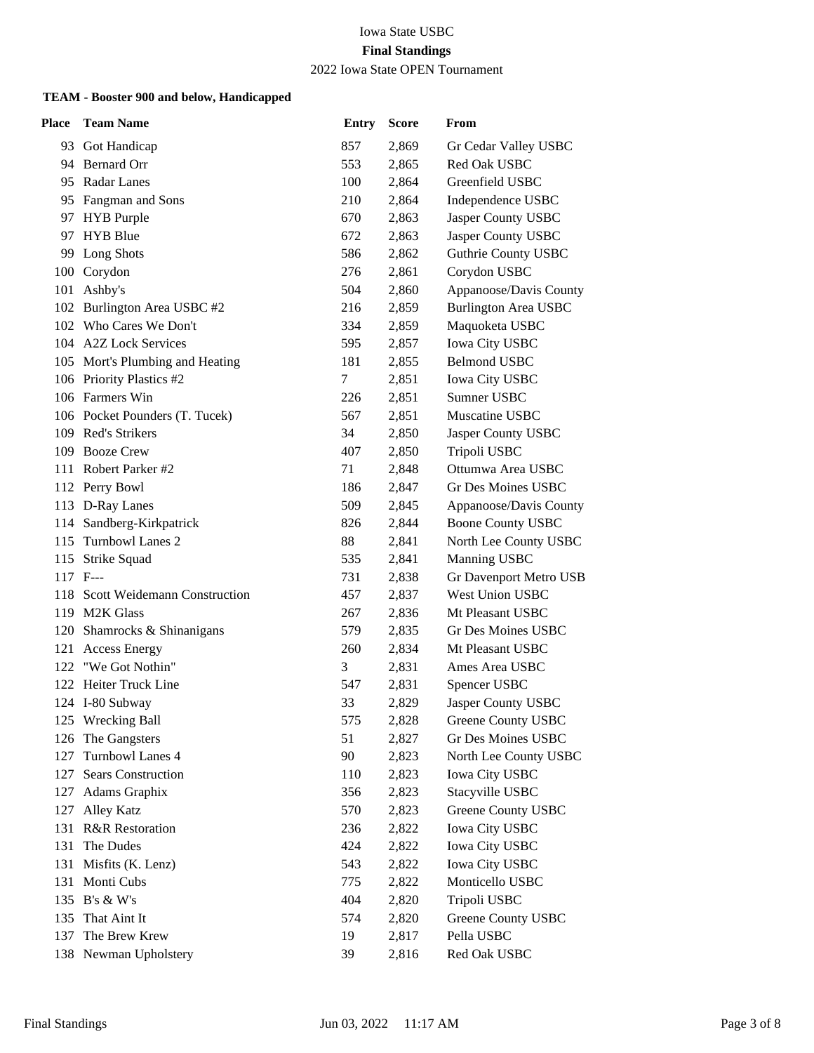Iowa State USBC

**Final Standings**

2022 Iowa State OPEN Tournament

### TEAM - Booster 900 and below, Handicapped

| Place | Team Name | Entry | Score | From |
|---|---|---|---|---|
| 93 | Got Handicap | 857 | 2,869 | Gr Cedar Valley USBC |
| 94 | Bernard Orr | 553 | 2,865 | Red Oak USBC |
| 95 | Radar Lanes | 100 | 2,864 | Greenfield USBC |
| 95 | Fangman and Sons | 210 | 2,864 | Independence USBC |
| 97 | HYB Purple | 670 | 2,863 | Jasper County USBC |
| 97 | HYB Blue | 672 | 2,863 | Jasper County USBC |
| 99 | Long Shots | 586 | 2,862 | Guthrie County USBC |
| 100 | Corydon | 276 | 2,861 | Corydon USBC |
| 101 | Ashby's | 504 | 2,860 | Appanoose/Davis County |
| 102 | Burlington Area USBC #2 | 216 | 2,859 | Burlington Area USBC |
| 102 | Who Cares We Don't | 334 | 2,859 | Maquoketa USBC |
| 104 | A2Z Lock Services | 595 | 2,857 | Iowa City USBC |
| 105 | Mort's Plumbing and Heating | 181 | 2,855 | Belmond USBC |
| 106 | Priority Plastics #2 | 7 | 2,851 | Iowa City USBC |
| 106 | Farmers Win | 226 | 2,851 | Sumner USBC |
| 106 | Pocket Pounders (T. Tucek) | 567 | 2,851 | Muscatine USBC |
| 109 | Red's Strikers | 34 | 2,850 | Jasper County USBC |
| 109 | Booze Crew | 407 | 2,850 | Tripoli USBC |
| 111 | Robert Parker #2 | 71 | 2,848 | Ottumwa Area USBC |
| 112 | Perry Bowl | 186 | 2,847 | Gr Des Moines USBC |
| 113 | D-Ray Lanes | 509 | 2,845 | Appanoose/Davis County |
| 114 | Sandberg-Kirkpatrick | 826 | 2,844 | Boone County USBC |
| 115 | Turnbowl Lanes 2 | 88 | 2,841 | North Lee County USBC |
| 115 | Strike Squad | 535 | 2,841 | Manning USBC |
| 117 | F--- | 731 | 2,838 | Gr Davenport Metro USB |
| 118 | Scott Weidemann Construction | 457 | 2,837 | West Union USBC |
| 119 | M2K Glass | 267 | 2,836 | Mt Pleasant USBC |
| 120 | Shamrocks & Shinanigans | 579 | 2,835 | Gr Des Moines USBC |
| 121 | Access Energy | 260 | 2,834 | Mt Pleasant USBC |
| 122 | "We Got Nothin" | 3 | 2,831 | Ames Area USBC |
| 122 | Heiter Truck Line | 547 | 2,831 | Spencer USBC |
| 124 | I-80 Subway | 33 | 2,829 | Jasper County USBC |
| 125 | Wrecking Ball | 575 | 2,828 | Greene County USBC |
| 126 | The Gangsters | 51 | 2,827 | Gr Des Moines USBC |
| 127 | Turnbowl Lanes 4 | 90 | 2,823 | North Lee County USBC |
| 127 | Sears Construction | 110 | 2,823 | Iowa City USBC |
| 127 | Adams Graphix | 356 | 2,823 | Stacyville USBC |
| 127 | Alley Katz | 570 | 2,823 | Greene County USBC |
| 131 | R&R Restoration | 236 | 2,822 | Iowa City USBC |
| 131 | The Dudes | 424 | 2,822 | Iowa City USBC |
| 131 | Misfits (K. Lenz) | 543 | 2,822 | Iowa City USBC |
| 131 | Monti Cubs | 775 | 2,822 | Monticello USBC |
| 135 | B's & W's | 404 | 2,820 | Tripoli USBC |
| 135 | That Aint It | 574 | 2,820 | Greene County USBC |
| 137 | The Brew Krew | 19 | 2,817 | Pella USBC |
| 138 | Newman Upholstery | 39 | 2,816 | Red Oak USBC |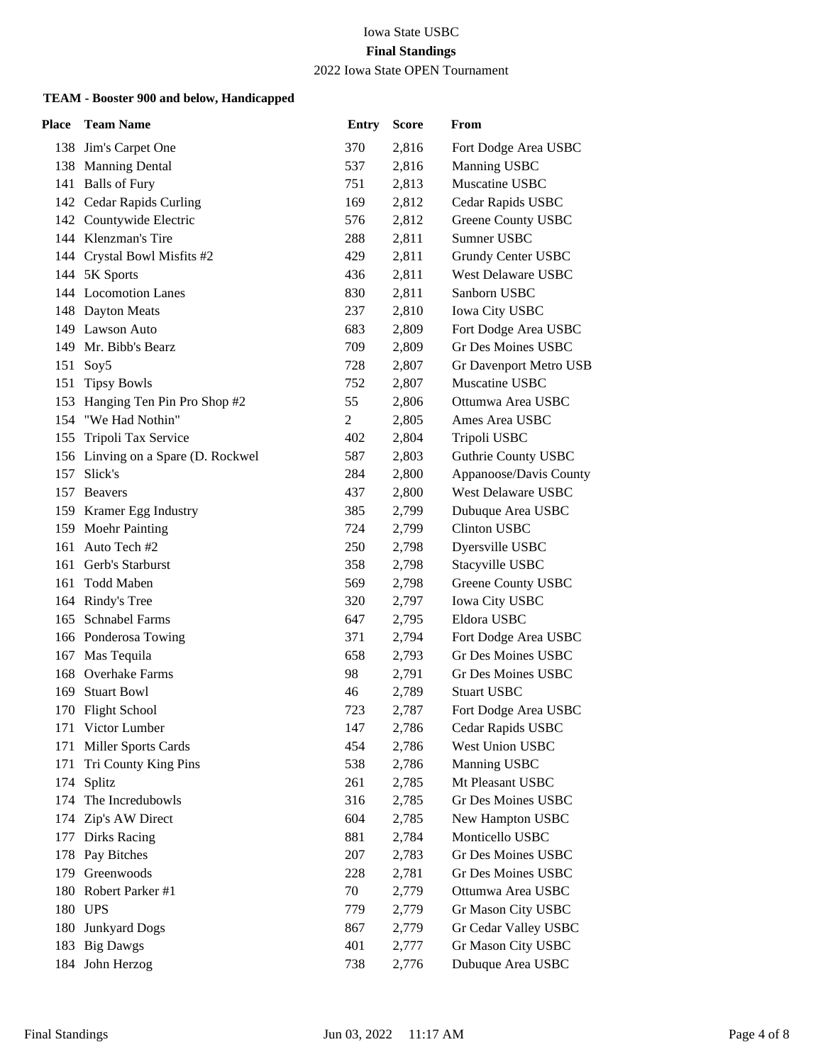Iowa State USBC

**Final Standings**

2022 Iowa State OPEN Tournament

**TEAM - Booster 900 and below, Handicapped**

| Place | Team Name | Entry | Score | From |
|---|---|---|---|---|
| 138 | Jim's Carpet One | 370 | 2,816 | Fort Dodge Area USBC |
| 138 | Manning Dental | 537 | 2,816 | Manning USBC |
| 141 | Balls of Fury | 751 | 2,813 | Muscatine USBC |
| 142 | Cedar Rapids Curling | 169 | 2,812 | Cedar Rapids USBC |
| 142 | Countywide Electric | 576 | 2,812 | Greene County USBC |
| 144 | Klenzman's Tire | 288 | 2,811 | Sumner USBC |
| 144 | Crystal Bowl Misfits #2 | 429 | 2,811 | Grundy Center USBC |
| 144 | 5K Sports | 436 | 2,811 | West Delaware USBC |
| 144 | Locomotion Lanes | 830 | 2,811 | Sanborn USBC |
| 148 | Dayton Meats | 237 | 2,810 | Iowa City USBC |
| 149 | Lawson Auto | 683 | 2,809 | Fort Dodge Area USBC |
| 149 | Mr. Bibb's Bearz | 709 | 2,809 | Gr Des Moines USBC |
| 151 | Soy5 | 728 | 2,807 | Gr Davenport Metro USB |
| 151 | Tipsy Bowls | 752 | 2,807 | Muscatine USBC |
| 153 | Hanging Ten Pin Pro Shop #2 | 55 | 2,806 | Ottumwa Area USBC |
| 154 | "We Had Nothin" | 2 | 2,805 | Ames Area USBC |
| 155 | Tripoli Tax Service | 402 | 2,804 | Tripoli USBC |
| 156 | Linving on a Spare (D. Rockwel | 587 | 2,803 | Guthrie County USBC |
| 157 | Slick's | 284 | 2,800 | Appanoose/Davis County |
| 157 | Beavers | 437 | 2,800 | West Delaware USBC |
| 159 | Kramer Egg Industry | 385 | 2,799 | Dubuque Area USBC |
| 159 | Moehr Painting | 724 | 2,799 | Clinton USBC |
| 161 | Auto Tech #2 | 250 | 2,798 | Dyersville USBC |
| 161 | Gerb's Starburst | 358 | 2,798 | Stacyville USBC |
| 161 | Todd Maben | 569 | 2,798 | Greene County USBC |
| 164 | Rindy's Tree | 320 | 2,797 | Iowa City USBC |
| 165 | Schnabel Farms | 647 | 2,795 | Eldora USBC |
| 166 | Ponderosa Towing | 371 | 2,794 | Fort Dodge Area USBC |
| 167 | Mas Tequila | 658 | 2,793 | Gr Des Moines USBC |
| 168 | Overhake Farms | 98 | 2,791 | Gr Des Moines USBC |
| 169 | Stuart Bowl | 46 | 2,789 | Stuart USBC |
| 170 | Flight School | 723 | 2,787 | Fort Dodge Area USBC |
| 171 | Victor Lumber | 147 | 2,786 | Cedar Rapids USBC |
| 171 | Miller Sports Cards | 454 | 2,786 | West Union USBC |
| 171 | Tri County King Pins | 538 | 2,786 | Manning USBC |
| 174 | Splitz | 261 | 2,785 | Mt Pleasant USBC |
| 174 | The Incredubowls | 316 | 2,785 | Gr Des Moines USBC |
| 174 | Zip's AW Direct | 604 | 2,785 | New Hampton USBC |
| 177 | Dirks Racing | 881 | 2,784 | Monticello USBC |
| 178 | Pay Bitches | 207 | 2,783 | Gr Des Moines USBC |
| 179 | Greenwoods | 228 | 2,781 | Gr Des Moines USBC |
| 180 | Robert Parker #1 | 70 | 2,779 | Ottumwa Area USBC |
| 180 | UPS | 779 | 2,779 | Gr Mason City USBC |
| 180 | Junkyard Dogs | 867 | 2,779 | Gr Cedar Valley USBC |
| 183 | Big Dawgs | 401 | 2,777 | Gr Mason City USBC |
| 184 | John Herzog | 738 | 2,776 | Dubuque Area USBC |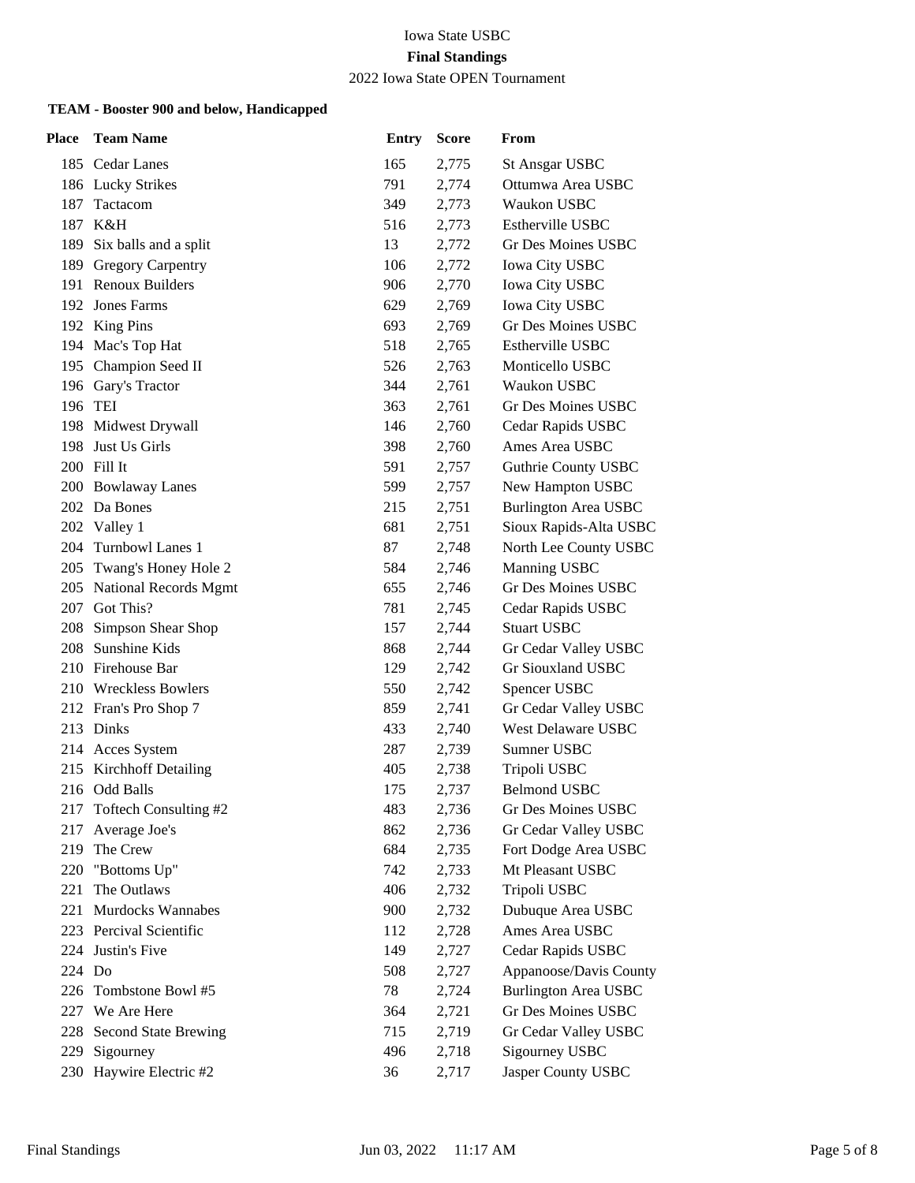Iowa State USBC

**Final Standings**

2022 Iowa State OPEN Tournament

### TEAM - Booster 900 and below, Handicapped

| Place | Team Name | Entry | Score | From |
|---|---|---|---|---|
| 185 | Cedar Lanes | 165 | 2,775 | St Ansgar USBC |
| 186 | Lucky Strikes | 791 | 2,774 | Ottumwa Area USBC |
| 187 | Tactacom | 349 | 2,773 | Waukon USBC |
| 187 | K&H | 516 | 2,773 | Estherville USBC |
| 189 | Six balls and a split | 13 | 2,772 | Gr Des Moines USBC |
| 189 | Gregory Carpentry | 106 | 2,772 | Iowa City USBC |
| 191 | Renoux Builders | 906 | 2,770 | Iowa City USBC |
| 192 | Jones Farms | 629 | 2,769 | Iowa City USBC |
| 192 | King Pins | 693 | 2,769 | Gr Des Moines USBC |
| 194 | Mac's Top Hat | 518 | 2,765 | Estherville USBC |
| 195 | Champion Seed II | 526 | 2,763 | Monticello USBC |
| 196 | Gary's Tractor | 344 | 2,761 | Waukon USBC |
| 196 | TEI | 363 | 2,761 | Gr Des Moines USBC |
| 198 | Midwest Drywall | 146 | 2,760 | Cedar Rapids USBC |
| 198 | Just Us Girls | 398 | 2,760 | Ames Area USBC |
| 200 | Fill It | 591 | 2,757 | Guthrie County USBC |
| 200 | Bowlaway Lanes | 599 | 2,757 | New Hampton USBC |
| 202 | Da Bones | 215 | 2,751 | Burlington Area USBC |
| 202 | Valley 1 | 681 | 2,751 | Sioux Rapids-Alta USBC |
| 204 | Turnbowl Lanes 1 | 87 | 2,748 | North Lee County USBC |
| 205 | Twang's Honey Hole 2 | 584 | 2,746 | Manning USBC |
| 205 | National Records Mgmt | 655 | 2,746 | Gr Des Moines USBC |
| 207 | Got This? | 781 | 2,745 | Cedar Rapids USBC |
| 208 | Simpson Shear Shop | 157 | 2,744 | Stuart USBC |
| 208 | Sunshine Kids | 868 | 2,744 | Gr Cedar Valley USBC |
| 210 | Firehouse Bar | 129 | 2,742 | Gr Siouxland USBC |
| 210 | Wreckless Bowlers | 550 | 2,742 | Spencer USBC |
| 212 | Fran's Pro Shop 7 | 859 | 2,741 | Gr Cedar Valley USBC |
| 213 | Dinks | 433 | 2,740 | West Delaware USBC |
| 214 | Acces System | 287 | 2,739 | Sumner USBC |
| 215 | Kirchhoff Detailing | 405 | 2,738 | Tripoli USBC |
| 216 | Odd Balls | 175 | 2,737 | Belmond USBC |
| 217 | Toftech Consulting #2 | 483 | 2,736 | Gr Des Moines USBC |
| 217 | Average Joe's | 862 | 2,736 | Gr Cedar Valley USBC |
| 219 | The Crew | 684 | 2,735 | Fort Dodge Area USBC |
| 220 | "Bottoms Up" | 742 | 2,733 | Mt Pleasant USBC |
| 221 | The Outlaws | 406 | 2,732 | Tripoli USBC |
| 221 | Murdocks Wannabes | 900 | 2,732 | Dubuque Area USBC |
| 223 | Percival Scientific | 112 | 2,728 | Ames Area USBC |
| 224 | Justin's Five | 149 | 2,727 | Cedar Rapids USBC |
| 224 | Do | 508 | 2,727 | Appanoose/Davis County |
| 226 | Tombstone Bowl #5 | 78 | 2,724 | Burlington Area USBC |
| 227 | We Are Here | 364 | 2,721 | Gr Des Moines USBC |
| 228 | Second State Brewing | 715 | 2,719 | Gr Cedar Valley USBC |
| 229 | Sigourney | 496 | 2,718 | Sigourney USBC |
| 230 | Haywire Electric #2 | 36 | 2,717 | Jasper County USBC |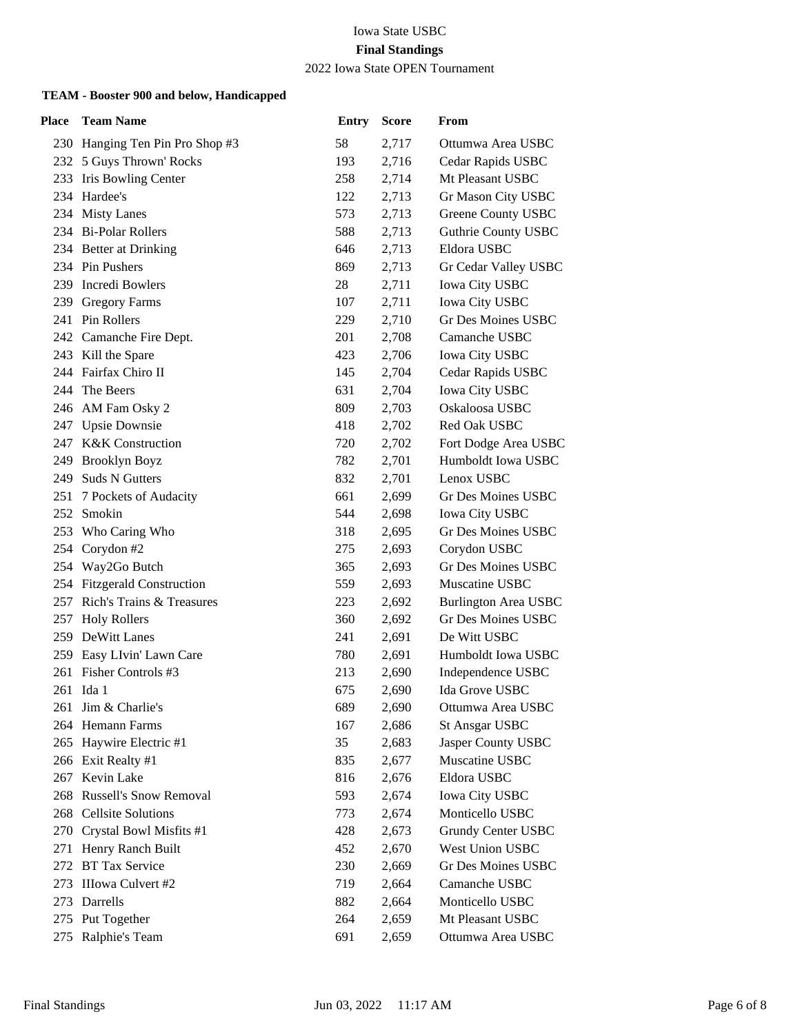Iowa State USBC

**Final Standings**

2022 Iowa State OPEN Tournament

**TEAM - Booster 900 and below, Handicapped**

| Place | Team Name | Entry | Score | From |
|---|---|---|---|---|
| 230 | Hanging Ten Pin Pro Shop #3 | 58 | 2,717 | Ottumwa Area USBC |
| 232 | 5 Guys Thrown' Rocks | 193 | 2,716 | Cedar Rapids USBC |
| 233 | Iris Bowling Center | 258 | 2,714 | Mt Pleasant USBC |
| 234 | Hardee's | 122 | 2,713 | Gr Mason City USBC |
| 234 | Misty Lanes | 573 | 2,713 | Greene County USBC |
| 234 | Bi-Polar Rollers | 588 | 2,713 | Guthrie County USBC |
| 234 | Better at Drinking | 646 | 2,713 | Eldora USBC |
| 234 | Pin Pushers | 869 | 2,713 | Gr Cedar Valley USBC |
| 239 | Incredi Bowlers | 28 | 2,711 | Iowa City USBC |
| 239 | Gregory Farms | 107 | 2,711 | Iowa City USBC |
| 241 | Pin Rollers | 229 | 2,710 | Gr Des Moines USBC |
| 242 | Camanche Fire Dept. | 201 | 2,708 | Camanche USBC |
| 243 | Kill the Spare | 423 | 2,706 | Iowa City USBC |
| 244 | Fairfax Chiro II | 145 | 2,704 | Cedar Rapids USBC |
| 244 | The Beers | 631 | 2,704 | Iowa City USBC |
| 246 | AM Fam Osky 2 | 809 | 2,703 | Oskaloosa USBC |
| 247 | Upsie Downsie | 418 | 2,702 | Red Oak USBC |
| 247 | K&K Construction | 720 | 2,702 | Fort Dodge Area USBC |
| 249 | Brooklyn Boyz | 782 | 2,701 | Humboldt Iowa USBC |
| 249 | Suds N Gutters | 832 | 2,701 | Lenox USBC |
| 251 | 7 Pockets of Audacity | 661 | 2,699 | Gr Des Moines USBC |
| 252 | Smokin | 544 | 2,698 | Iowa City USBC |
| 253 | Who Caring Who | 318 | 2,695 | Gr Des Moines USBC |
| 254 | Corydon #2 | 275 | 2,693 | Corydon USBC |
| 254 | Way2Go Butch | 365 | 2,693 | Gr Des Moines USBC |
| 254 | Fitzgerald Construction | 559 | 2,693 | Muscatine USBC |
| 257 | Rich's Trains & Treasures | 223 | 2,692 | Burlington Area USBC |
| 257 | Holy Rollers | 360 | 2,692 | Gr Des Moines USBC |
| 259 | DeWitt Lanes | 241 | 2,691 | De Witt USBC |
| 259 | Easy LIvin' Lawn Care | 780 | 2,691 | Humboldt Iowa USBC |
| 261 | Fisher Controls #3 | 213 | 2,690 | Independence USBC |
| 261 | Ida 1 | 675 | 2,690 | Ida Grove USBC |
| 261 | Jim & Charlie's | 689 | 2,690 | Ottumwa Area USBC |
| 264 | Hemann Farms | 167 | 2,686 | St Ansgar USBC |
| 265 | Haywire Electric #1 | 35 | 2,683 | Jasper County USBC |
| 266 | Exit Realty #1 | 835 | 2,677 | Muscatine USBC |
| 267 | Kevin Lake | 816 | 2,676 | Eldora USBC |
| 268 | Russell's Snow Removal | 593 | 2,674 | Iowa City USBC |
| 268 | Cellsite Solutions | 773 | 2,674 | Monticello USBC |
| 270 | Crystal Bowl Misfits #1 | 428 | 2,673 | Grundy Center USBC |
| 271 | Henry Ranch Built | 452 | 2,670 | West Union USBC |
| 272 | BT Tax Service | 230 | 2,669 | Gr Des Moines USBC |
| 273 | IIIowa Culvert #2 | 719 | 2,664 | Camanche USBC |
| 273 | Darrells | 882 | 2,664 | Monticello USBC |
| 275 | Put Together | 264 | 2,659 | Mt Pleasant USBC |
| 275 | Ralphie's Team | 691 | 2,659 | Ottumwa Area USBC |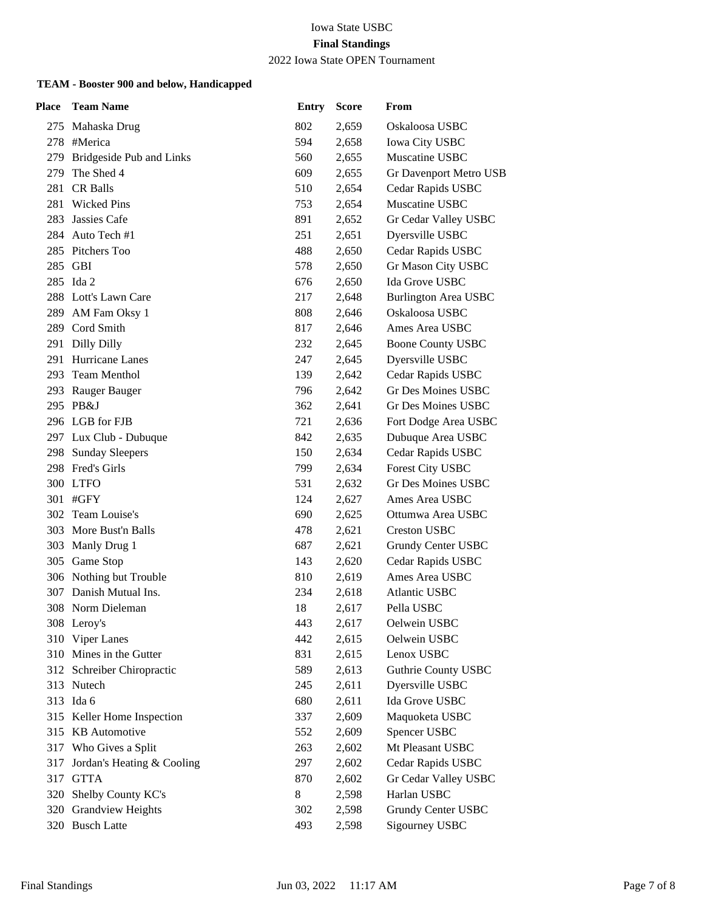# Iowa State USBC

## Final Standings

2022 Iowa State OPEN Tournament

### TEAM - Booster 900 and below, Handicapped

| Place | Team Name | Entry | Score | From |
|---|---|---|---|---|
| 275 | Mahaska Drug | 802 | 2,659 | Oskaloosa USBC |
| 278 | #Merica | 594 | 2,658 | Iowa City USBC |
| 279 | Bridgeside Pub and Links | 560 | 2,655 | Muscatine USBC |
| 279 | The Shed 4 | 609 | 2,655 | Gr Davenport Metro USB |
| 281 | CR Balls | 510 | 2,654 | Cedar Rapids USBC |
| 281 | Wicked Pins | 753 | 2,654 | Muscatine USBC |
| 283 | Jassies Cafe | 891 | 2,652 | Gr Cedar Valley USBC |
| 284 | Auto Tech #1 | 251 | 2,651 | Dyersville USBC |
| 285 | Pitchers Too | 488 | 2,650 | Cedar Rapids USBC |
| 285 | GBI | 578 | 2,650 | Gr Mason City USBC |
| 285 | Ida 2 | 676 | 2,650 | Ida Grove USBC |
| 288 | Lott's Lawn Care | 217 | 2,648 | Burlington Area USBC |
| 289 | AM Fam Oksy 1 | 808 | 2,646 | Oskaloosa USBC |
| 289 | Cord Smith | 817 | 2,646 | Ames Area USBC |
| 291 | Dilly Dilly | 232 | 2,645 | Boone County USBC |
| 291 | Hurricane Lanes | 247 | 2,645 | Dyersville USBC |
| 293 | Team Menthol | 139 | 2,642 | Cedar Rapids USBC |
| 293 | Rauger Bauger | 796 | 2,642 | Gr Des Moines USBC |
| 295 | PB&J | 362 | 2,641 | Gr Des Moines USBC |
| 296 | LGB for FJB | 721 | 2,636 | Fort Dodge Area USBC |
| 297 | Lux Club - Dubuque | 842 | 2,635 | Dubuque Area USBC |
| 298 | Sunday Sleepers | 150 | 2,634 | Cedar Rapids USBC |
| 298 | Fred's Girls | 799 | 2,634 | Forest City USBC |
| 300 | LTFO | 531 | 2,632 | Gr Des Moines USBC |
| 301 | #GFY | 124 | 2,627 | Ames Area USBC |
| 302 | Team Louise's | 690 | 2,625 | Ottumwa Area USBC |
| 303 | More Bust'n Balls | 478 | 2,621 | Creston USBC |
| 303 | Manly Drug 1 | 687 | 2,621 | Grundy Center USBC |
| 305 | Game Stop | 143 | 2,620 | Cedar Rapids USBC |
| 306 | Nothing but Trouble | 810 | 2,619 | Ames Area USBC |
| 307 | Danish Mutual Ins. | 234 | 2,618 | Atlantic USBC |
| 308 | Norm Dieleman | 18 | 2,617 | Pella USBC |
| 308 | Leroy's | 443 | 2,617 | Oelwein USBC |
| 310 | Viper Lanes | 442 | 2,615 | Oelwein USBC |
| 310 | Mines in the Gutter | 831 | 2,615 | Lenox USBC |
| 312 | Schreiber Chiropractic | 589 | 2,613 | Guthrie County USBC |
| 313 | Nutech | 245 | 2,611 | Dyersville USBC |
| 313 | Ida 6 | 680 | 2,611 | Ida Grove USBC |
| 315 | Keller Home Inspection | 337 | 2,609 | Maquoketa USBC |
| 315 | KB Automotive | 552 | 2,609 | Spencer USBC |
| 317 | Who Gives a Split | 263 | 2,602 | Mt Pleasant USBC |
| 317 | Jordan's Heating & Cooling | 297 | 2,602 | Cedar Rapids USBC |
| 317 | GTTA | 870 | 2,602 | Gr Cedar Valley USBC |
| 320 | Shelby County KC's | 8 | 2,598 | Harlan USBC |
| 320 | Grandview Heights | 302 | 2,598 | Grundy Center USBC |
| 320 | Busch Latte | 493 | 2,598 | Sigourney USBC |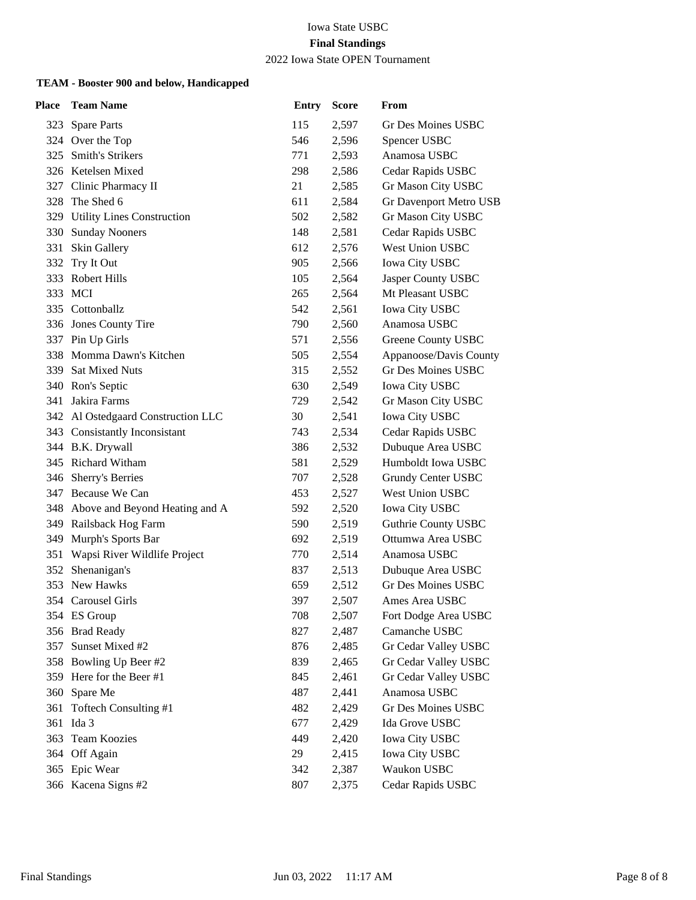Iowa State USBC

**Final Standings**

2022 Iowa State OPEN Tournament

**TEAM - Booster 900 and below, Handicapped**

| Place | Team Name | Entry | Score | From |
|---|---|---|---|---|
| 323 | Spare Parts | 115 | 2,597 | Gr Des Moines USBC |
| 324 | Over the Top | 546 | 2,596 | Spencer USBC |
| 325 | Smith's Strikers | 771 | 2,593 | Anamosa USBC |
| 326 | Ketelsen Mixed | 298 | 2,586 | Cedar Rapids USBC |
| 327 | Clinic Pharmacy II | 21 | 2,585 | Gr Mason City USBC |
| 328 | The Shed 6 | 611 | 2,584 | Gr Davenport Metro USB |
| 329 | Utility Lines Construction | 502 | 2,582 | Gr Mason City USBC |
| 330 | Sunday Nooners | 148 | 2,581 | Cedar Rapids USBC |
| 331 | Skin Gallery | 612 | 2,576 | West Union USBC |
| 332 | Try It Out | 905 | 2,566 | Iowa City USBC |
| 333 | Robert Hills | 105 | 2,564 | Jasper County USBC |
| 333 | MCI | 265 | 2,564 | Mt Pleasant USBC |
| 335 | Cottonballz | 542 | 2,561 | Iowa City USBC |
| 336 | Jones County Tire | 790 | 2,560 | Anamosa USBC |
| 337 | Pin Up Girls | 571 | 2,556 | Greene County USBC |
| 338 | Momma Dawn's Kitchen | 505 | 2,554 | Appanoose/Davis County |
| 339 | Sat Mixed Nuts | 315 | 2,552 | Gr Des Moines USBC |
| 340 | Ron's Septic | 630 | 2,549 | Iowa City USBC |
| 341 | Jakira Farms | 729 | 2,542 | Gr Mason City USBC |
| 342 | Al Ostedgaard Construction LLC | 30 | 2,541 | Iowa City USBC |
| 343 | Consistantly Inconsistant | 743 | 2,534 | Cedar Rapids USBC |
| 344 | B.K. Drywall | 386 | 2,532 | Dubuque Area USBC |
| 345 | Richard Witham | 581 | 2,529 | Humboldt Iowa USBC |
| 346 | Sherry's Berries | 707 | 2,528 | Grundy Center USBC |
| 347 | Because We Can | 453 | 2,527 | West Union USBC |
| 348 | Above and Beyond Heating and A | 592 | 2,520 | Iowa City USBC |
| 349 | Railsback Hog Farm | 590 | 2,519 | Guthrie County USBC |
| 349 | Murph's Sports Bar | 692 | 2,519 | Ottumwa Area USBC |
| 351 | Wapsi River Wildlife Project | 770 | 2,514 | Anamosa USBC |
| 352 | Shenanigan's | 837 | 2,513 | Dubuque Area USBC |
| 353 | New Hawks | 659 | 2,512 | Gr Des Moines USBC |
| 354 | Carousel Girls | 397 | 2,507 | Ames Area USBC |
| 354 | ES Group | 708 | 2,507 | Fort Dodge Area USBC |
| 356 | Brad Ready | 827 | 2,487 | Camanche USBC |
| 357 | Sunset Mixed #2 | 876 | 2,485 | Gr Cedar Valley USBC |
| 358 | Bowling Up Beer #2 | 839 | 2,465 | Gr Cedar Valley USBC |
| 359 | Here for the Beer #1 | 845 | 2,461 | Gr Cedar Valley USBC |
| 360 | Spare Me | 487 | 2,441 | Anamosa USBC |
| 361 | Toftech Consulting #1 | 482 | 2,429 | Gr Des Moines USBC |
| 361 | Ida 3 | 677 | 2,429 | Ida Grove USBC |
| 363 | Team Koozies | 449 | 2,420 | Iowa City USBC |
| 364 | Off Again | 29 | 2,415 | Iowa City USBC |
| 365 | Epic Wear | 342 | 2,387 | Waukon USBC |
| 366 | Kacena Signs #2 | 807 | 2,375 | Cedar Rapids USBC |

Final Standings Jun 03, 2022 11:17 AM